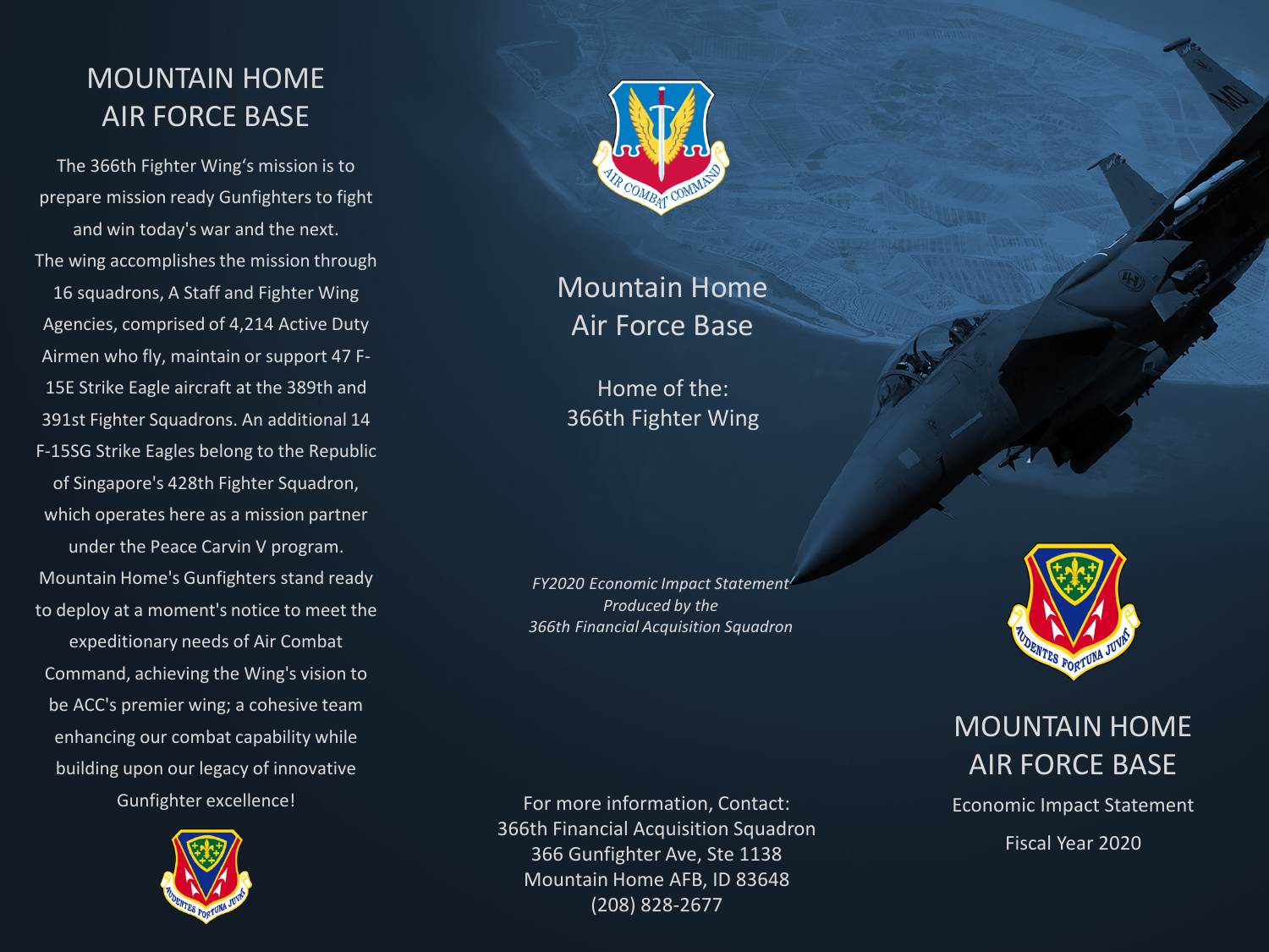# MOUNTAIN HOME AIR FORCE BASE

The 366th Fighter Wing's mission is to prepare mission ready Gunfighters to fight and win today's war and the next. The wing accomplishes the mission through 16 squadrons, A Staff and Fighter Wing Agencies, comprised of 4,214 Active Duty Airmen who fly, maintain or support 47 F-15E Strike Eagle aircraft at the 389th and 391st Fighter Squadrons. An additional 14 F-15SG Strike Eagles belong to the Republic of Singapore's 428th Fighter Squadron, which operates here as a mission partner under the Peace Carvin V program. Mountain Home's Gunfighters stand ready to deploy at a moment's notice to meet the expeditionary needs of Air Combat Command, achieving the Wing's vision to be ACC's premier wing; a cohesive team enhancing our combat capability while building upon our legacy of innovative Gunfighter excellence!

## Mountain Home Air Force Base

Home of the:
366th Fighter Wing

*FY2020 Economic Impact Statement*
*Produced by the*
*366th Financial Acquisition Squadron*

For more information, Contact:
366th Financial Acquisition Squadron
366 Gunfighter Ave, Ste 1138
Mountain Home AFB, ID 83648
(208) 828-2677

# MOUNTAIN HOME AIR FORCE BASE

Economic Impact Statement

Fiscal Year 2020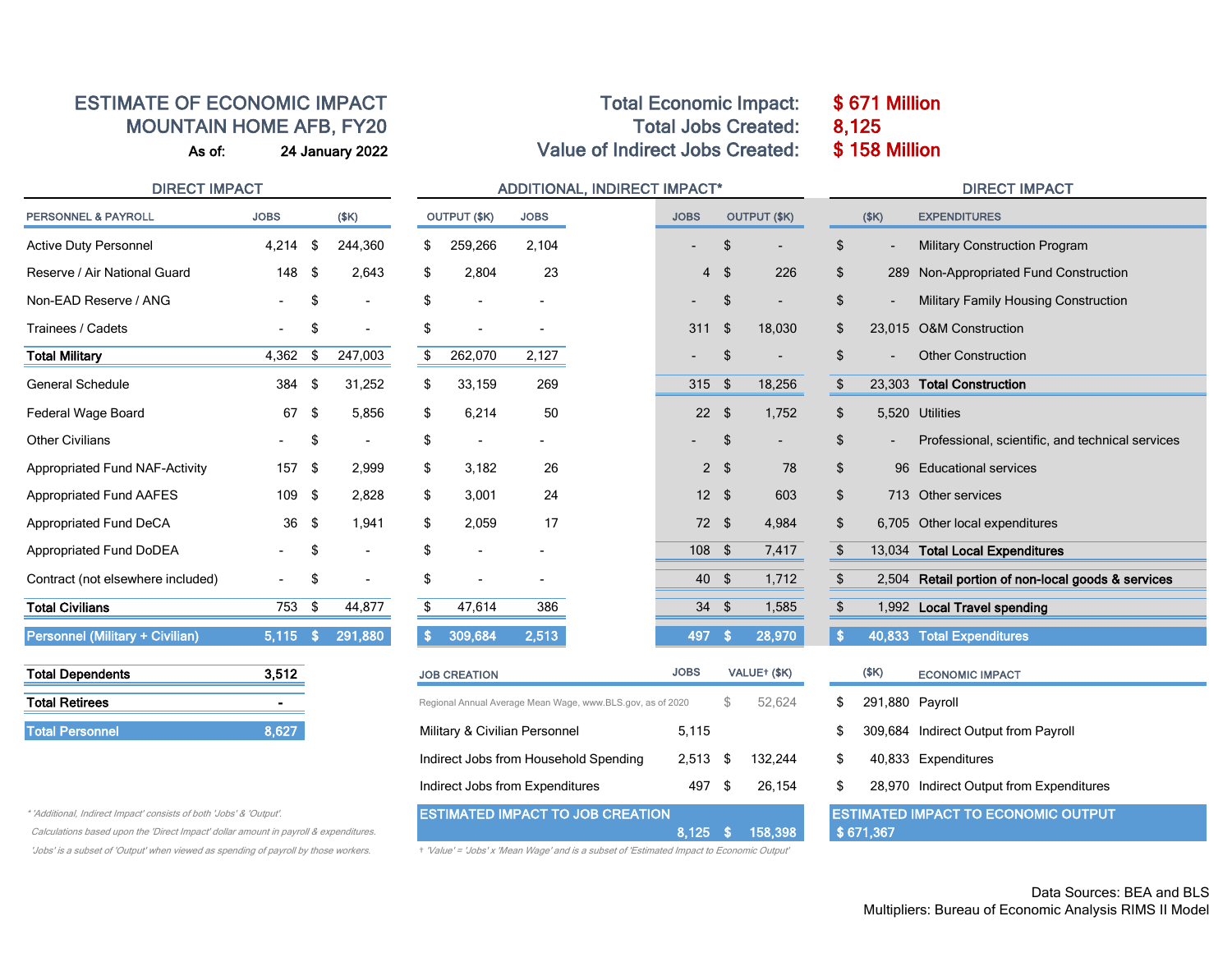# ESTIMATE OF ECONOMIC IMPACT
## MOUNTAIN HOME AFB, FY20

As of: 24 January 2022

**Total Economic Impact:** $ 671 Million
**Total Jobs Created:** 8,125
**Value of Indirect Jobs Created:** $ 158 Million

### DIRECT IMPACT / ADDITIONAL, INDIRECT IMPACT*

| PERSONNEL & PAYROLL | JOBS | ($K) | OUTPUT ($K) | JOBS |
|---|---|---|---|---|
| Active Duty Personnel | 4,214 | $ 244,360 | $ 259,266 | 2,104 |
| Reserve / Air National Guard | 148 | $ 2,643 | $ 2,804 | 23 |
| Non-EAD Reserve / ANG | - | $ - | $ - | - |
| Trainees / Cadets | - | $ - | $ - | - |
| **Total Military** | 4,362 | $ 247,003 | $ 262,070 | 2,127 |
| General Schedule | 384 | $ 31,252 | $ 33,159 | 269 |
| Federal Wage Board | 67 | $ 5,856 | $ 6,214 | 50 |
| Other Civilians | - | $ - | $ - | - |
| Appropriated Fund NAF-Activity | 157 | $ 2,999 | $ 3,182 | 26 |
| Appropriated Fund AAFES | 109 | $ 2,828 | $ 3,001 | 24 |
| Appropriated Fund DeCA | 36 | $ 1,941 | $ 2,059 | 17 |
| Appropriated Fund DoDEA | - | $ - | $ - | - |
| Contract (not elsewhere included) | - | $ - | $ - | - |
| **Total Civilians** | 753 | $ 44,877 | $ 47,614 | 386 |
| **Personnel (Military + Civilian)** | **5,115** | **$ 291,880** | **$ 309,684** | **2,513** |

| | |
|---|---|
| **Total Dependents** | 3,512 |
| **Total Retirees** | - |
| **Total Personnel** | 8,627 |

### ADDITIONAL, INDIRECT IMPACT* / DIRECT IMPACT

| JOBS | OUTPUT ($K) | ($K) | EXPENDITURES |
|---|---|---|---|
| - | $ - | $ - | Military Construction Program |
| 4 | $ 226 | $ 289 | Non-Appropriated Fund Construction |
| - | $ - | $ - | Military Family Housing Construction |
| 311 | $ 18,030 | $ 23,015 | O&M Construction |
| - | $ - | $ - | Other Construction |
| 315 | $ 18,256 | $ 23,303 | **Total Construction** |
| 22 | $ 1,752 | $ 5,520 | Utilities |
| - | $ - | $ - | Professional, scientific, and technical services |
| 2 | $ 78 | $ 96 | Educational services |
| 12 | $ 603 | $ 713 | Other services |
| 72 | $ 4,984 | $ 6,705 | Other local expenditures |
| 108 | $ 7,417 | $ 13,034 | **Total Local Expenditures** |
| 40 | $ 1,712 | $ 2,504 | **Retail portion of non-local goods & services** |
| 34 | $ 1,585 | $ 1,992 | **Local Travel spending** |
| **497** | **$ 28,970** | **$ 40,833** | **Total Expenditures** |

### JOB CREATION

| JOB CREATION | JOBS | VALUE† ($K) |
|---|---|---|
| Regional Annual Average Mean Wage, www.BLS.gov, as of 2020 | | $ 52,624 |
| Military & Civilian Personnel | 5,115 | |
| Indirect Jobs from Household Spending | 2,513 | $ 132,244 |
| Indirect Jobs from Expenditures | 497 | $ 26,154 |
| **ESTIMATED IMPACT TO JOB CREATION** | **8,125** | **$ 158,398** |

### ECONOMIC IMPACT

| ($K) | ECONOMIC IMPACT |
|---|---|
| $ 291,880 | Payroll |
| $ 309,684 | Indirect Output from Payroll |
| $ 40,833 | Expenditures |
| $ 28,970 | Indirect Output from Expenditures |
| **$ 671,367** | **ESTIMATED IMPACT TO ECONOMIC OUTPUT** |

*\* 'Additional, Indirect Impact' consists of both 'Jobs' & 'Output'. Calculations based upon the 'Direct Impact' dollar amount in payroll & expenditures. 'Jobs' is a subset of 'Output' when viewed as spending of payroll by those workers.*

*† 'Value' = 'Jobs' x 'Mean Wage' and is a subset of 'Estimated Impact to Economic Output'*

Data Sources: BEA and BLS
Multipliers: Bureau of Economic Analysis RIMS II Model